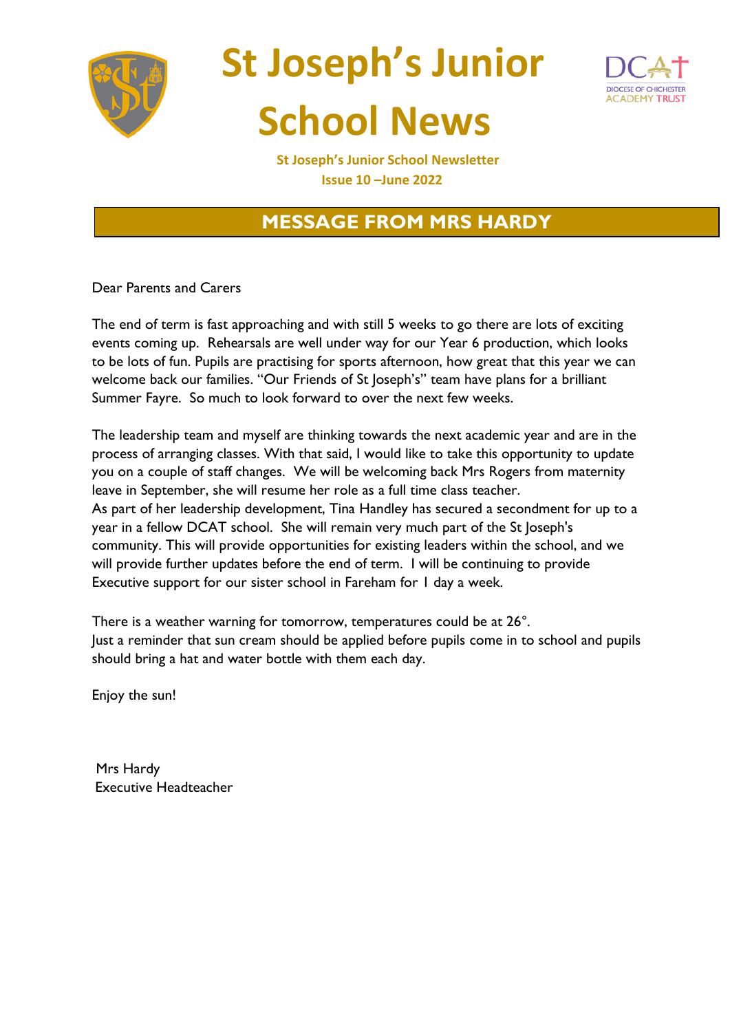# St Joseph's Junior School News

**St Joseph's Junior School Newsletter**
**Issue 10 –June 2022**

## MESSAGE FROM MRS HARDY

Dear Parents and Carers

The end of term is fast approaching and with still 5 weeks to go there are lots of exciting events coming up. Rehearsals are well under way for our Year 6 production, which looks to be lots of fun. Pupils are practising for sports afternoon, how great that this year we can welcome back our families. "Our Friends of St Joseph's" team have plans for a brilliant Summer Fayre. So much to look forward to over the next few weeks.

The leadership team and myself are thinking towards the next academic year and are in the process of arranging classes. With that said, I would like to take this opportunity to update you on a couple of staff changes. We will be welcoming back Mrs Rogers from maternity leave in September, she will resume her role as a full time class teacher.
As part of her leadership development, Tina Handley has secured a secondment for up to a year in a fellow DCAT school. She will remain very much part of the St Joseph's community. This will provide opportunities for existing leaders within the school, and we will provide further updates before the end of term. I will be continuing to provide Executive support for our sister school in Fareham for 1 day a week.

There is a weather warning for tomorrow, temperatures could be at 26°.
Just a reminder that sun cream should be applied before pupils come in to school and pupils should bring a hat and water bottle with them each day.

Enjoy the sun!

Mrs Hardy
Executive Headteacher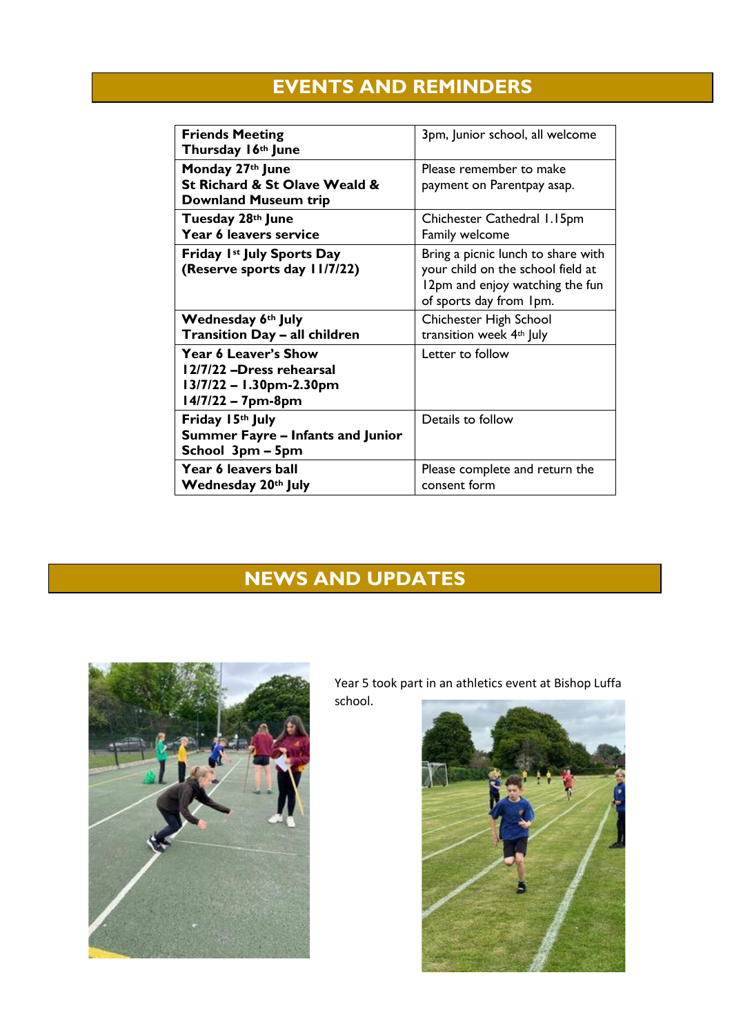## EVENTS AND REMINDERS

| | |
|---|---|
| **Friends Meeting**<br>**Thursday 16th June** | 3pm, Junior school, all welcome |
| **Monday 27th June**<br>**St Richard & St Olave Weald & Downland Museum trip** | Please remember to make payment on Parentpay asap. |
| **Tuesday 28th June**<br>**Year 6 leavers service** | Chichester Cathedral 1.15pm<br>Family welcome |
| **Friday 1st July Sports Day**<br>**(Reserve sports day 11/7/22)** | Bring a picnic lunch to share with your child on the school field at 12pm and enjoy watching the fun of sports day from 1pm. |
| **Wednesday 6th July**<br>**Transition Day – all children** | Chichester High School transition week 4th July |
| **Year 6 Leaver's Show**<br>**12/7/22 –Dress rehearsal**<br>**13/7/22 – 1.30pm-2.30pm**<br>**14/7/22 – 7pm-8pm** | Letter to follow |
| **Friday 15th July**<br>**Summer Fayre – Infants and Junior School 3pm – 5pm** | Details to follow |
| **Year 6 leavers ball**<br>**Wednesday 20th July** | Please complete and return the consent form |

## NEWS AND UPDATES

Year 5 took part in an athletics event at Bishop Luffa school.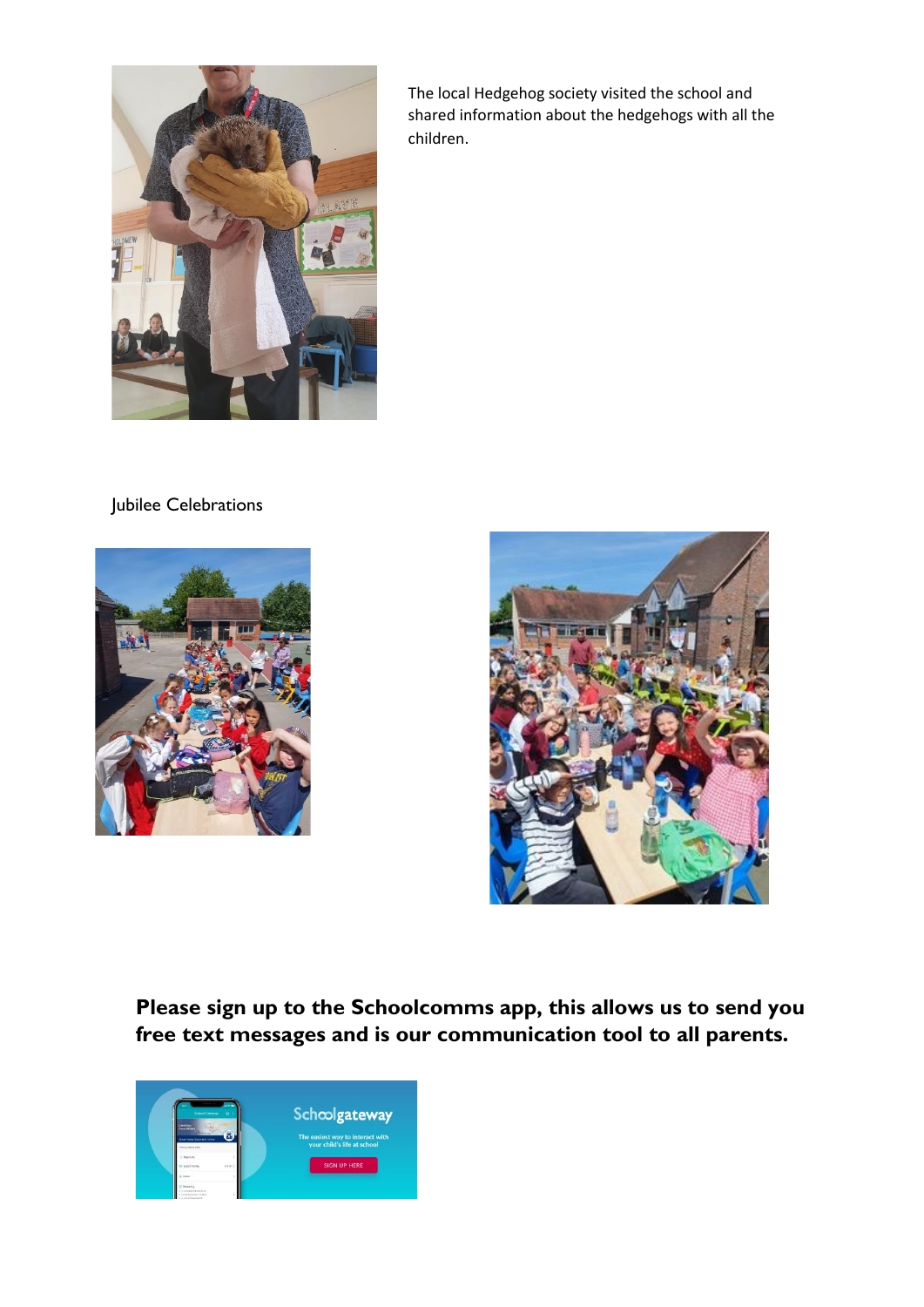The local Hedgehog society visited the school and shared information about the hedgehogs with all the children.

Jubilee Celebrations

**Please sign up to the Schoolcomms app, this allows us to send you free text messages and is our communication tool to all parents.**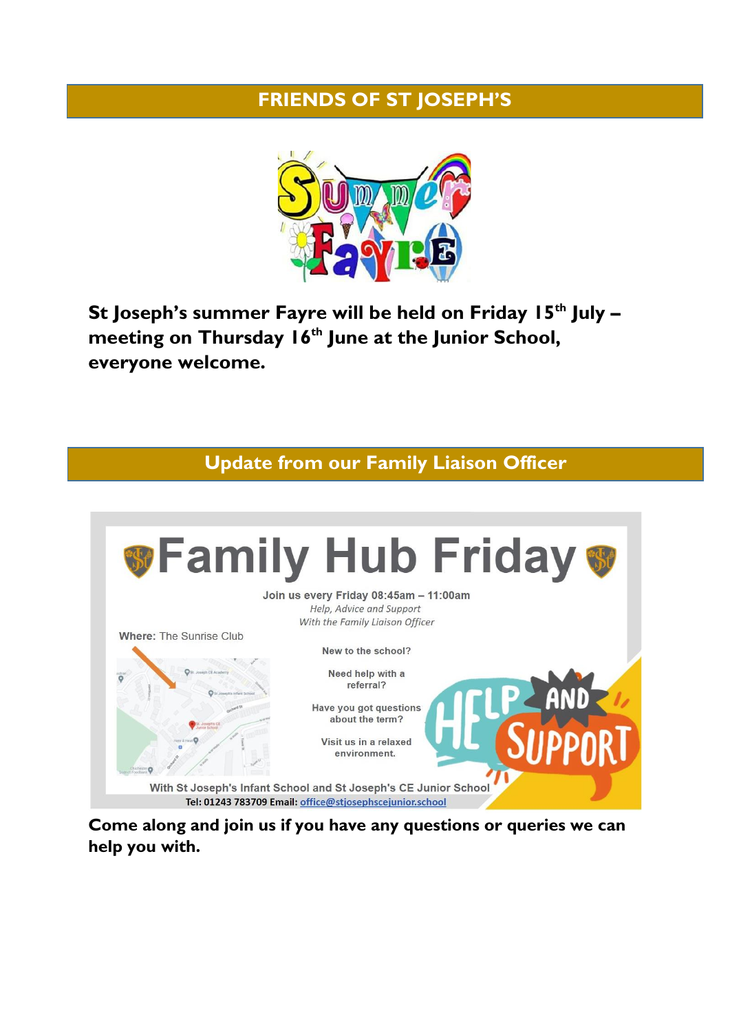## FRIENDS OF ST JOSEPH'S

**St Joseph's summer Fayre will be held on Friday 15th July – meeting on Thursday 16th June at the Junior School, everyone welcome.**

## Update from our Family Liaison Officer

# Family Hub Friday

Join us every Friday 08:45am – 11:00am

*Help, Advice and Support*

*With the Family Liaison Officer*

**Where:** The Sunrise Club

New to the school?

Need help with a referral?

Have you got questions about the term?

Visit us in a relaxed environment.

HELP AND SUPPORT

With St Joseph's Infant School and St Joseph's CE Junior School

**Tel: 01243 783709 Email:** office@stjosephscejunior.school

**Come along and join us if you have any questions or queries we can help you with.**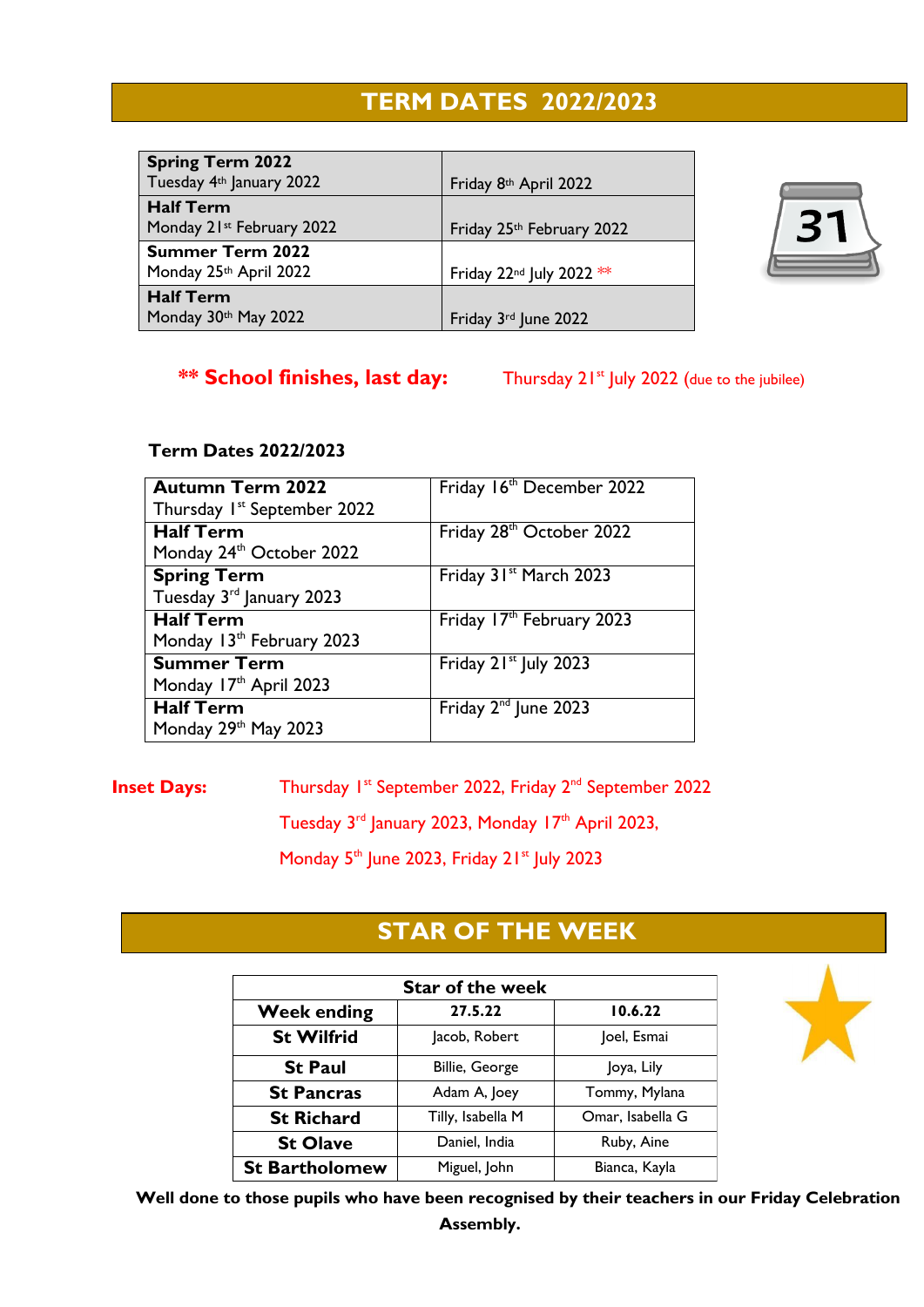## TERM DATES 2022/2023

| | |
|---|---|
| **Spring Term 2022**<br>Tuesday 4th January 2022 | Friday 8th April 2022 |
| **Half Term**<br>Monday 21st February 2022 | Friday 25th February 2022 |
| **Summer Term 2022**<br>Monday 25th April 2022 | Friday 22nd July 2022 ** |
| **Half Term**<br>Monday 30th May 2022 | Friday 3rd June 2022 |

**** School finishes, last day:** Thursday 21st July 2022 (due to the jubilee)

**Term Dates 2022/2023**

| | |
|---|---|
| **Autumn Term 2022**<br>Thursday 1st September 2022 | Friday 16th December 2022 |
| **Half Term**<br>Monday 24th October 2022 | Friday 28th October 2022 |
| **Spring Term**<br>Tuesday 3rd January 2023 | Friday 31st March 2023 |
| **Half Term**<br>Monday 13th February 2023 | Friday 17th February 2023 |
| **Summer Term**<br>Monday 17th April 2023 | Friday 21st July 2023 |
| **Half Term**<br>Monday 29th May 2023 | Friday 2nd June 2023 |

**Inset Days:** Thursday 1st September 2022, Friday 2nd September 2022
Tuesday 3rd January 2023, Monday 17th April 2023,
Monday 5th June 2023, Friday 21st July 2023

## STAR OF THE WEEK

| Star of the week | | |
|---|---|---|
| **Week ending** | **27.5.22** | **10.6.22** |
| **St Wilfrid** | Jacob, Robert | Joel, Esmai |
| **St Paul** | Billie, George | Joya, Lily |
| **St Pancras** | Adam A, Joey | Tommy, Mylana |
| **St Richard** | Tilly, Isabella M | Omar, Isabella G |
| **St Olave** | Daniel, India | Ruby, Aine |
| **St Bartholomew** | Miguel, John | Bianca, Kayla |

**Well done to those pupils who have been recognised by their teachers in our Friday Celebration Assembly.**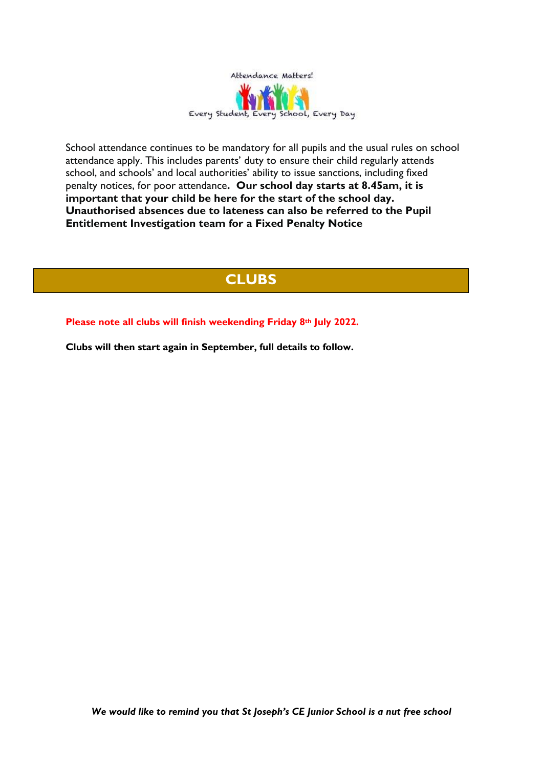Attendance Matters!

Every Student, Every School, Every Day

School attendance continues to be mandatory for all pupils and the usual rules on school attendance apply. This includes parents' duty to ensure their child regularly attends school, and schools' and local authorities' ability to issue sanctions, including fixed penalty notices, for poor attendance**. Our school day starts at 8.45am, it is important that your child be here for the start of the school day. Unauthorised absences due to lateness can also be referred to the Pupil Entitlement Investigation team for a Fixed Penalty Notice**

## CLUBS

**Please note all clubs will finish weekending Friday 8th July 2022.**

**Clubs will then start again in September, full details to follow.**

***We would like to remind you that St Joseph's CE Junior School is a nut free school***